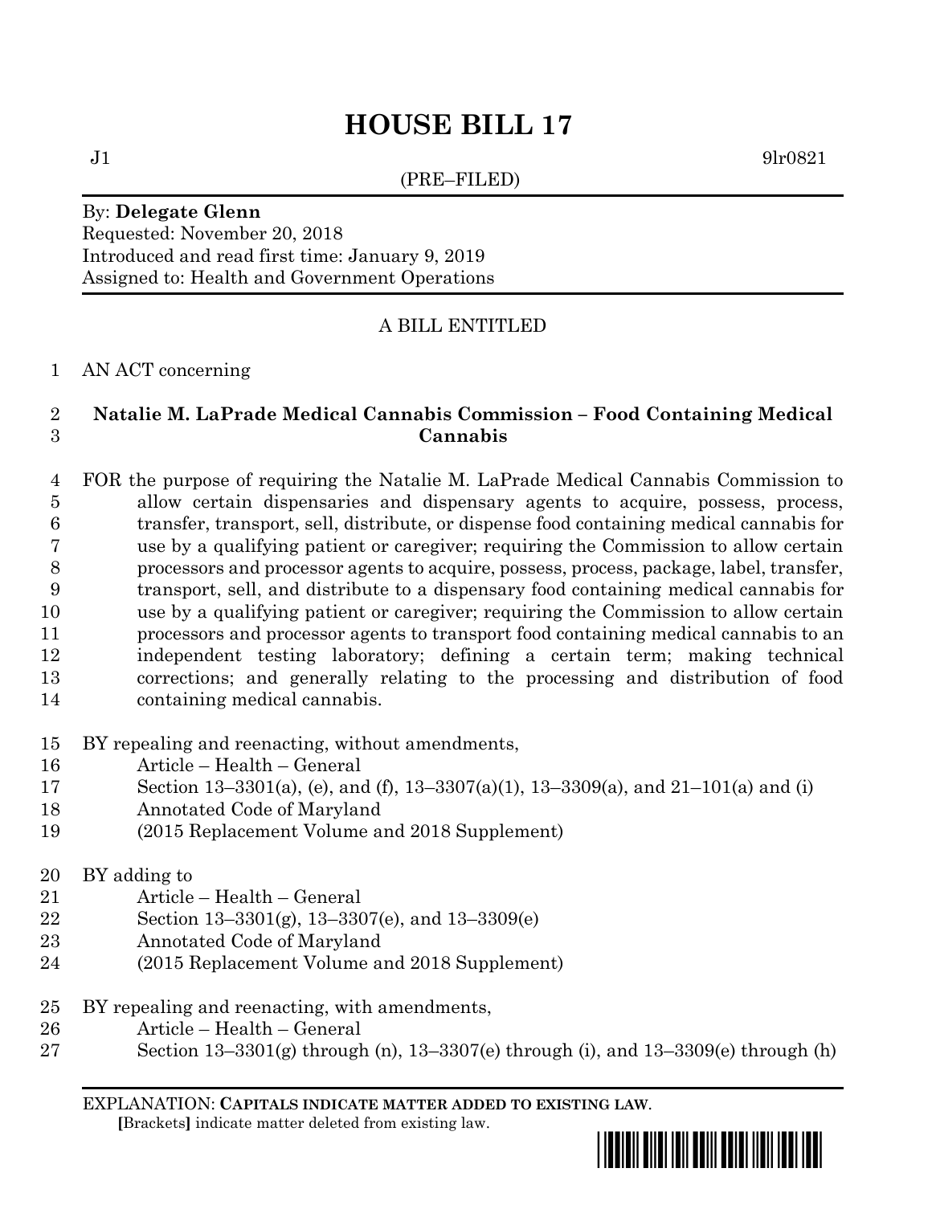# HOUSE BILL 17

J1 9lr0821

(PRE–FILED)

By: **Delegate Glenn**
Requested: November 20, 2018
Introduced and read first time: January 9, 2019
Assigned to: Health and Government Operations

A BILL ENTITLED

1 AN ACT concerning

2 **Natalie M. LaPrade Medical Cannabis Commission – Food Containing Medical**
3 **Cannabis**

4 FOR the purpose of requiring the Natalie M. LaPrade Medical Cannabis Commission to
5 allow certain dispensaries and dispensary agents to acquire, possess, process,
6 transfer, transport, sell, distribute, or dispense food containing medical cannabis for
7 use by a qualifying patient or caregiver; requiring the Commission to allow certain
8 processors and processor agents to acquire, possess, process, package, label, transfer,
9 transport, sell, and distribute to a dispensary food containing medical cannabis for
10 use by a qualifying patient or caregiver; requiring the Commission to allow certain
11 processors and processor agents to transport food containing medical cannabis to an
12 independent testing laboratory; defining a certain term; making technical
13 corrections; and generally relating to the processing and distribution of food
14 containing medical cannabis.

15 BY repealing and reenacting, without amendments,
16 Article – Health – General
17 Section 13–3301(a), (e), and (f), 13–3307(a)(1), 13–3309(a), and 21–101(a) and (i)
18 Annotated Code of Maryland
19 (2015 Replacement Volume and 2018 Supplement)

20 BY adding to
21 Article – Health – General
22 Section 13–3301(g), 13–3307(e), and 13–3309(e)
23 Annotated Code of Maryland
24 (2015 Replacement Volume and 2018 Supplement)

25 BY repealing and reenacting, with amendments,
26 Article – Health – General
27 Section 13–3301(g) through (n), 13–3307(e) through (i), and 13–3309(e) through (h)

EXPLANATION: **CAPITALS INDICATE MATTER ADDED TO EXISTING LAW**.
**[**Brackets**]** indicate matter deleted from existing law.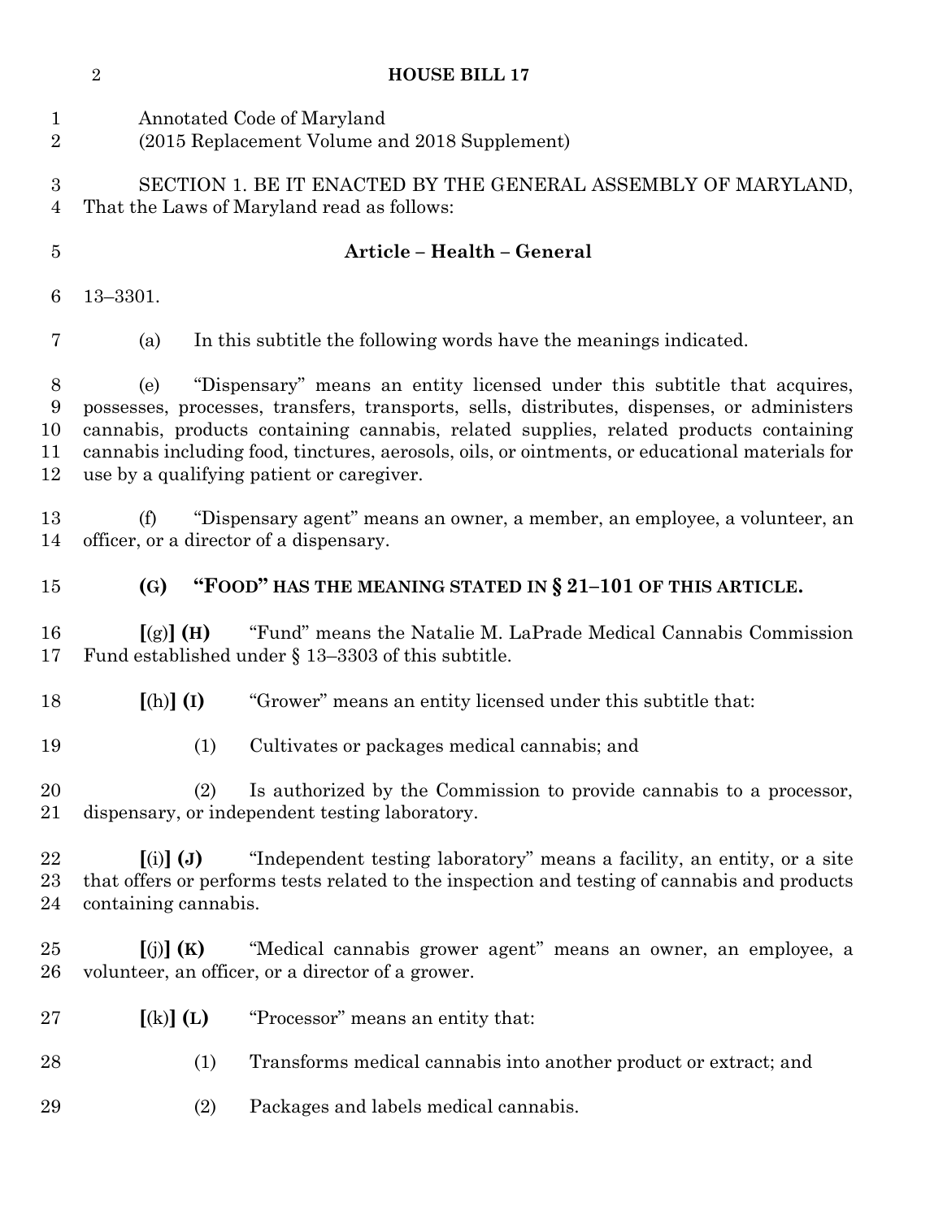Annotated Code of Maryland
(2015 Replacement Volume and 2018 Supplement)

SECTION 1. BE IT ENACTED BY THE GENERAL ASSEMBLY OF MARYLAND, That the Laws of Maryland read as follows:

**Article – Health – General**

13–3301.

(a) In this subtitle the following words have the meanings indicated.

(e) "Dispensary" means an entity licensed under this subtitle that acquires, possesses, processes, transfers, transports, sells, distributes, dispenses, or administers cannabis, products containing cannabis, related supplies, related products containing cannabis including food, tinctures, aerosols, oils, or ointments, or educational materials for use by a qualifying patient or caregiver.

(f) "Dispensary agent" means an owner, a member, an employee, a volunteer, an officer, or a director of a dispensary.

**(G) "FOOD" HAS THE MEANING STATED IN § 21–101 OF THIS ARTICLE.**

**[**(g)**] (H)** "Fund" means the Natalie M. LaPrade Medical Cannabis Commission Fund established under § 13–3303 of this subtitle.

**[**(h)**] (I)** "Grower" means an entity licensed under this subtitle that:

(1) Cultivates or packages medical cannabis; and

(2) Is authorized by the Commission to provide cannabis to a processor, dispensary, or independent testing laboratory.

**[**(i)**] (J)** "Independent testing laboratory" means a facility, an entity, or a site that offers or performs tests related to the inspection and testing of cannabis and products containing cannabis.

**[**(j)**] (K)** "Medical cannabis grower agent" means an owner, an employee, a volunteer, an officer, or a director of a grower.

**[**(k)**] (L)** "Processor" means an entity that:

(1) Transforms medical cannabis into another product or extract; and

(2) Packages and labels medical cannabis.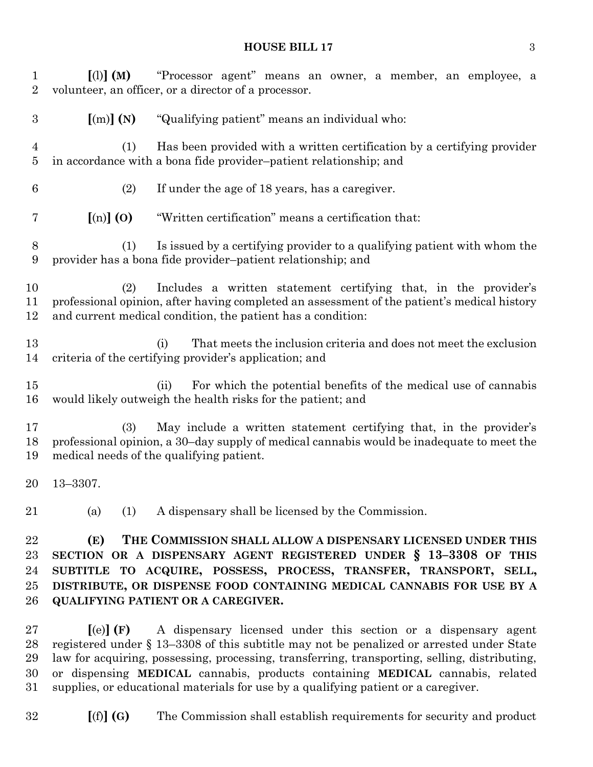[(l)] **(M)** "Processor agent" means an owner, a member, an employee, a volunteer, an officer, or a director of a processor.

[(m)] **(N)** "Qualifying patient" means an individual who:

(1) Has been provided with a written certification by a certifying provider in accordance with a bona fide provider–patient relationship; and

(2) If under the age of 18 years, has a caregiver.

[(n)] **(O)** "Written certification" means a certification that:

(1) Is issued by a certifying provider to a qualifying patient with whom the provider has a bona fide provider–patient relationship; and

(2) Includes a written statement certifying that, in the provider's professional opinion, after having completed an assessment of the patient's medical history and current medical condition, the patient has a condition:

(i) That meets the inclusion criteria and does not meet the exclusion criteria of the certifying provider's application; and

(ii) For which the potential benefits of the medical use of cannabis would likely outweigh the health risks for the patient; and

(3) May include a written statement certifying that, in the provider's professional opinion, a 30–day supply of medical cannabis would be inadequate to meet the medical needs of the qualifying patient.

13–3307.

(a) (1) A dispensary shall be licensed by the Commission.

**(E) THE COMMISSION SHALL ALLOW A DISPENSARY LICENSED UNDER THIS SECTION OR A DISPENSARY AGENT REGISTERED UNDER § 13–3308 OF THIS SUBTITLE TO ACQUIRE, POSSESS, PROCESS, TRANSFER, TRANSPORT, SELL, DISTRIBUTE, OR DISPENSE FOOD CONTAINING MEDICAL CANNABIS FOR USE BY A QUALIFYING PATIENT OR A CAREGIVER.**

[(e)] **(F)** A dispensary licensed under this section or a dispensary agent registered under § 13–3308 of this subtitle may not be penalized or arrested under State law for acquiring, possessing, processing, transferring, transporting, selling, distributing, or dispensing **MEDICAL** cannabis, products containing **MEDICAL** cannabis, related supplies, or educational materials for use by a qualifying patient or a caregiver.

[(f)] **(G)** The Commission shall establish requirements for security and product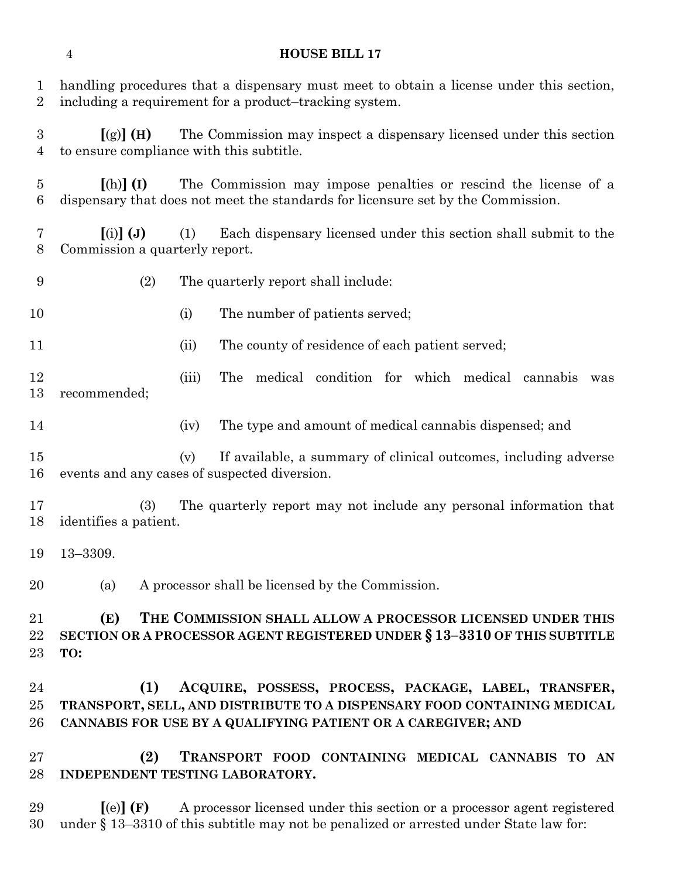handling procedures that a dispensary must meet to obtain a license under this section, including a requirement for a product–tracking system.

**[**(g)**] (H)** The Commission may inspect a dispensary licensed under this section to ensure compliance with this subtitle.

**[**(h)**] (I)** The Commission may impose penalties or rescind the license of a dispensary that does not meet the standards for licensure set by the Commission.

**[**(i)**] (J)** (1) Each dispensary licensed under this section shall submit to the Commission a quarterly report.

(2) The quarterly report shall include:

(i) The number of patients served;

(ii) The county of residence of each patient served;

(iii) The medical condition for which medical cannabis was recommended;

(iv) The type and amount of medical cannabis dispensed; and

(v) If available, a summary of clinical outcomes, including adverse events and any cases of suspected diversion.

(3) The quarterly report may not include any personal information that identifies a patient.

13–3309.

(a) A processor shall be licensed by the Commission.

**(E) THE COMMISSION SHALL ALLOW A PROCESSOR LICENSED UNDER THIS SECTION OR A PROCESSOR AGENT REGISTERED UNDER § 13–3310 OF THIS SUBTITLE TO:**

**(1) ACQUIRE, POSSESS, PROCESS, PACKAGE, LABEL, TRANSFER, TRANSPORT, SELL, AND DISTRIBUTE TO A DISPENSARY FOOD CONTAINING MEDICAL CANNABIS FOR USE BY A QUALIFYING PATIENT OR A CAREGIVER; AND**

**(2) TRANSPORT FOOD CONTAINING MEDICAL CANNABIS TO AN INDEPENDENT TESTING LABORATORY.**

**[**(e)**] (F)** A processor licensed under this section or a processor agent registered under § 13–3310 of this subtitle may not be penalized or arrested under State law for: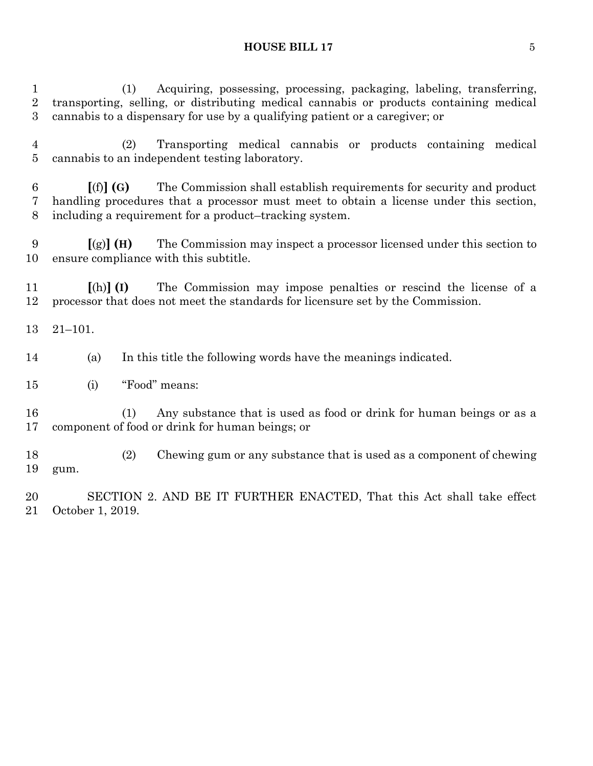(1) Acquiring, possessing, processing, packaging, labeling, transferring, transporting, selling, or distributing medical cannabis or products containing medical cannabis to a dispensary for use by a qualifying patient or a caregiver; or

(2) Transporting medical cannabis or products containing medical cannabis to an independent testing laboratory.

**[**(f)**] (G)** The Commission shall establish requirements for security and product handling procedures that a processor must meet to obtain a license under this section, including a requirement for a product–tracking system.

**[**(g)**] (H)** The Commission may inspect a processor licensed under this section to ensure compliance with this subtitle.

**[**(h)**] (I)** The Commission may impose penalties or rescind the license of a processor that does not meet the standards for licensure set by the Commission.

21–101.

(a) In this title the following words have the meanings indicated.

(i) "Food" means:

(1) Any substance that is used as food or drink for human beings or as a component of food or drink for human beings; or

(2) Chewing gum or any substance that is used as a component of chewing gum.

SECTION 2. AND BE IT FURTHER ENACTED, That this Act shall take effect October 1, 2019.